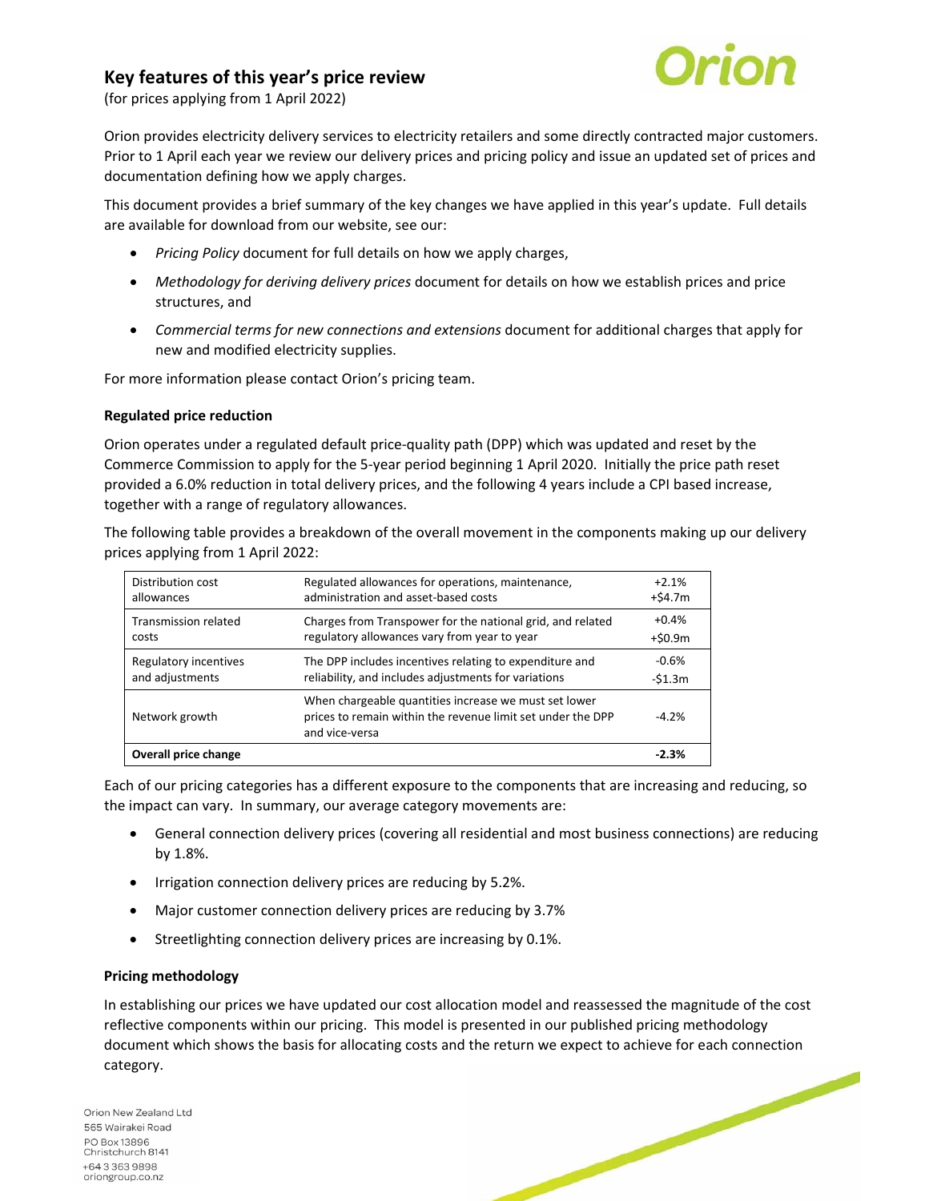## Key features of this year's price review

(for prices applying from 1 April 2022)

Orion provides electricity delivery services to electricity retailers and some directly contracted major customers. Prior to 1 April each year we review our delivery prices and pricing policy and issue an updated set of prices and documentation defining how we apply charges.

This document provides a brief summary of the key changes we have applied in this year's update. Full details are available for download from our website, see our:

- *Pricing Policy* document for full details on how we apply charges,
- *Methodology for deriving delivery prices* document for details on how we establish prices and price structures, and
- *Commercial terms for new connections and extensions* document for additional charges that apply for new and modified electricity supplies.

For more information please contact Orion's pricing team.

### Regulated price reduction

Orion operates under a regulated default price-quality path (DPP) which was updated and reset by the Commerce Commission to apply for the 5-year period beginning 1 April 2020. Initially the price path reset provided a 6.0% reduction in total delivery prices, and the following 4 years include a CPI based increase, together with a range of regulatory allowances.

The following table provides a breakdown of the overall movement in the components making up our delivery prices applying from 1 April 2022:

| | | |
|---|---|---|
| Distribution cost allowances | Regulated allowances for operations, maintenance, administration and asset-based costs | +2.1%<br>+$4.7m |
| Transmission related costs | Charges from Transpower for the national grid, and related regulatory allowances vary from year to year | +0.4%<br>+$0.9m |
| Regulatory incentives and adjustments | The DPP includes incentives relating to expenditure and reliability, and includes adjustments for variations | -0.6%<br>-$1.3m |
| Network growth | When chargeable quantities increase we must set lower prices to remain within the revenue limit set under the DPP and vice-versa | -4.2% |
| **Overall price change** | | **-2.3%** |

Each of our pricing categories has a different exposure to the components that are increasing and reducing, so the impact can vary. In summary, our average category movements are:

- General connection delivery prices (covering all residential and most business connections) are reducing by 1.8%.
- Irrigation connection delivery prices are reducing by 5.2%.
- Major customer connection delivery prices are reducing by 3.7%
- Streetlighting connection delivery prices are increasing by 0.1%.

### Pricing methodology

In establishing our prices we have updated our cost allocation model and reassessed the magnitude of the cost reflective components within our pricing. This model is presented in our published pricing methodology document which shows the basis for allocating costs and the return we expect to achieve for each connection category.

Orion New Zealand Ltd
565 Wairakei Road
PO Box 13896
Christchurch 8141
+64 3 363 9898
oriongroup.co.nz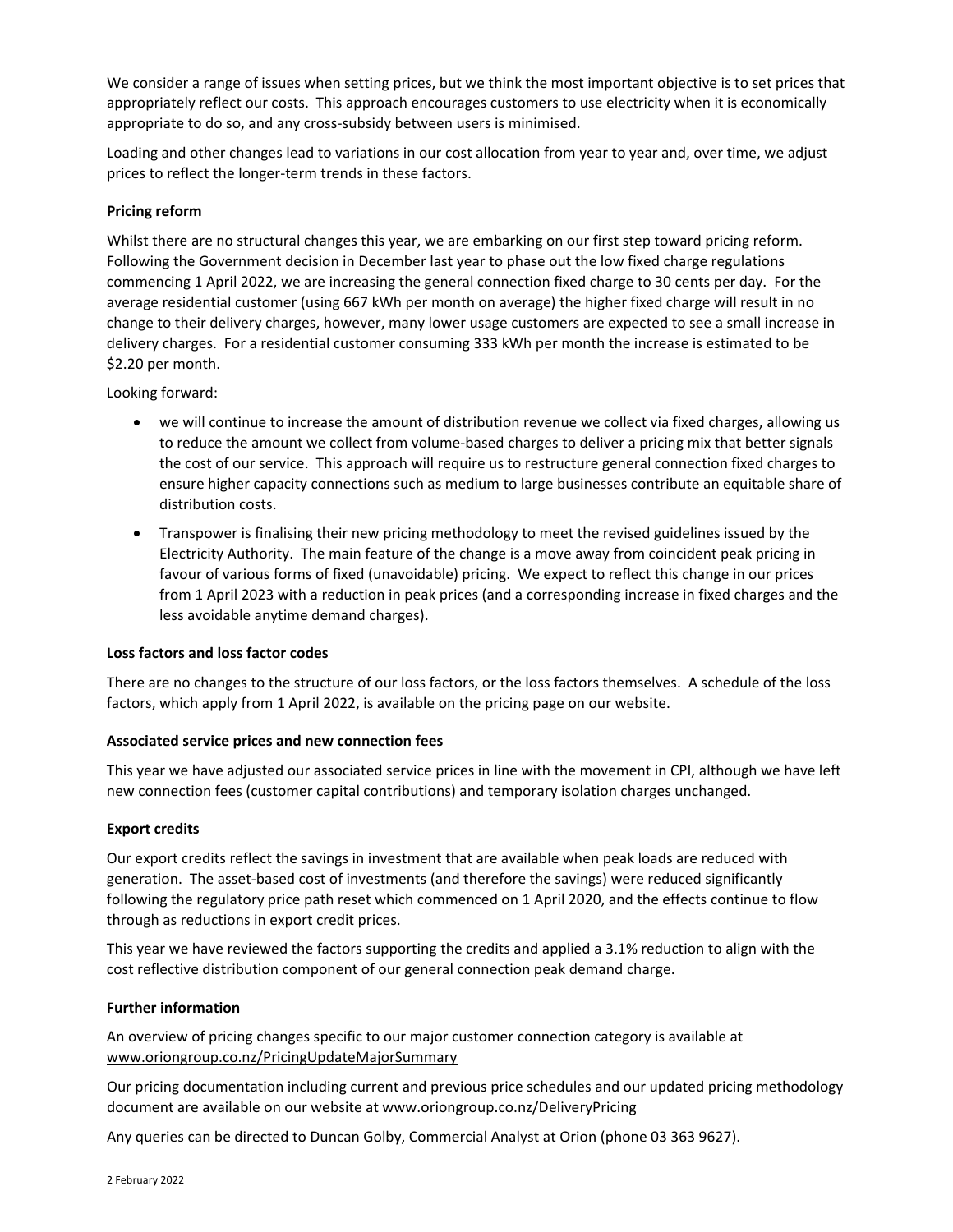We consider a range of issues when setting prices, but we think the most important objective is to set prices that appropriately reflect our costs. This approach encourages customers to use electricity when it is economically appropriate to do so, and any cross-subsidy between users is minimised.

Loading and other changes lead to variations in our cost allocation from year to year and, over time, we adjust prices to reflect the longer-term trends in these factors.

**Pricing reform**

Whilst there are no structural changes this year, we are embarking on our first step toward pricing reform. Following the Government decision in December last year to phase out the low fixed charge regulations commencing 1 April 2022, we are increasing the general connection fixed charge to 30 cents per day. For the average residential customer (using 667 kWh per month on average) the higher fixed charge will result in no change to their delivery charges, however, many lower usage customers are expected to see a small increase in delivery charges. For a residential customer consuming 333 kWh per month the increase is estimated to be $2.20 per month.

Looking forward:

- we will continue to increase the amount of distribution revenue we collect via fixed charges, allowing us to reduce the amount we collect from volume-based charges to deliver a pricing mix that better signals the cost of our service. This approach will require us to restructure general connection fixed charges to ensure higher capacity connections such as medium to large businesses contribute an equitable share of distribution costs.
- Transpower is finalising their new pricing methodology to meet the revised guidelines issued by the Electricity Authority. The main feature of the change is a move away from coincident peak pricing in favour of various forms of fixed (unavoidable) pricing. We expect to reflect this change in our prices from 1 April 2023 with a reduction in peak prices (and a corresponding increase in fixed charges and the less avoidable anytime demand charges).

**Loss factors and loss factor codes**

There are no changes to the structure of our loss factors, or the loss factors themselves. A schedule of the loss factors, which apply from 1 April 2022, is available on the pricing page on our website.

**Associated service prices and new connection fees**

This year we have adjusted our associated service prices in line with the movement in CPI, although we have left new connection fees (customer capital contributions) and temporary isolation charges unchanged.

**Export credits**

Our export credits reflect the savings in investment that are available when peak loads are reduced with generation. The asset-based cost of investments (and therefore the savings) were reduced significantly following the regulatory price path reset which commenced on 1 April 2020, and the effects continue to flow through as reductions in export credit prices.

This year we have reviewed the factors supporting the credits and applied a 3.1% reduction to align with the cost reflective distribution component of our general connection peak demand charge.

**Further information**

An overview of pricing changes specific to our major customer connection category is available at www.oriongroup.co.nz/PricingUpdateMajorSummary

Our pricing documentation including current and previous price schedules and our updated pricing methodology document are available on our website at www.oriongroup.co.nz/DeliveryPricing

Any queries can be directed to Duncan Golby, Commercial Analyst at Orion (phone 03 363 9627).

2 February 2022